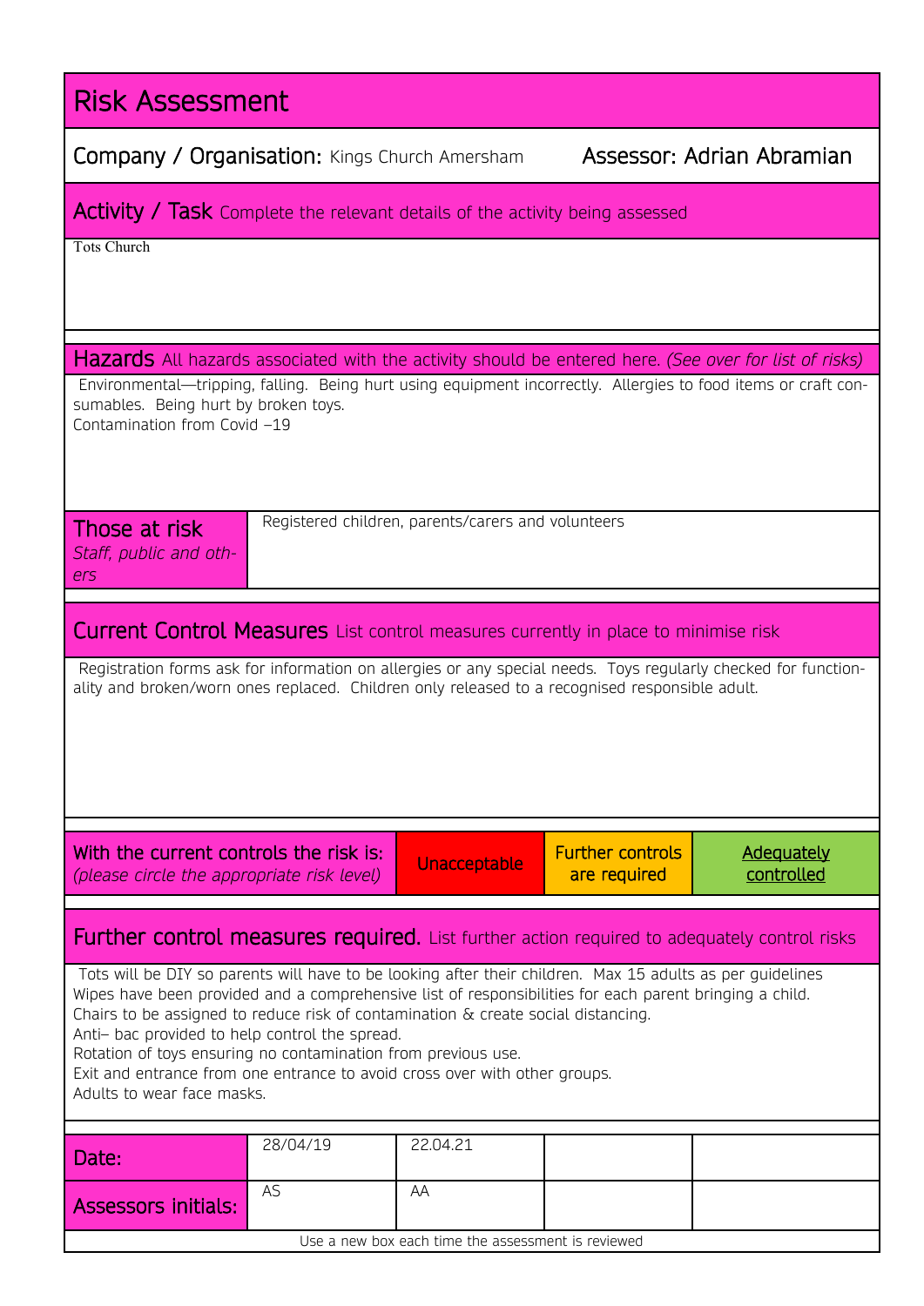# Risk Assessment

**Company / Organisation:** Kings Church Amersham **Assessor:** Adrian Abramian

## Activity / Task

Complete the relevant details of the activity being assessed

Tots Church

## Hazards

All hazards associated with the activity should be entered here. *(See over for list of risks)*

Environmental—tripping, falling. Being hurt using equipment incorrectly. Allergies to food items or craft consumables. Being hurt by broken toys.
Contamination from Covid –19

| **Those at risk** *Staff, public and others* | Registered children, parents/carers and volunteers |
|---|---|

## Current Control Measures

List control measures currently in place to minimise risk

Registration forms ask for information on allergies or any special needs. Toys regularly checked for functionality and broken/worn ones replaced. Children only released to a recognised responsible adult.

| With the current controls the risk is: *(please circle the appropriate risk level)* | Unacceptable | Further controls are required | <u>Adequately controlled</u> |
|---|---|---|---|

## Further control measures required.

List further action required to adequately control risks

Tots will be DIY so parents will have to be looking after their children. Max 15 adults as per guidelines
Wipes have been provided and a comprehensive list of responsibilities for each parent bringing a child.
Chairs to be assigned to reduce risk of contamination & create social distancing.
Anti– bac provided to help control the spread.
Rotation of toys ensuring no contamination from previous use.
Exit and entrance from one entrance to avoid cross over with other groups.
Adults to wear face masks.

| Date: | 28/04/19 | 22.04.21 | | |
|---|---|---|---|---|
| Assessors initials: | AS | AA | | |

Use a new box each time the assessment is reviewed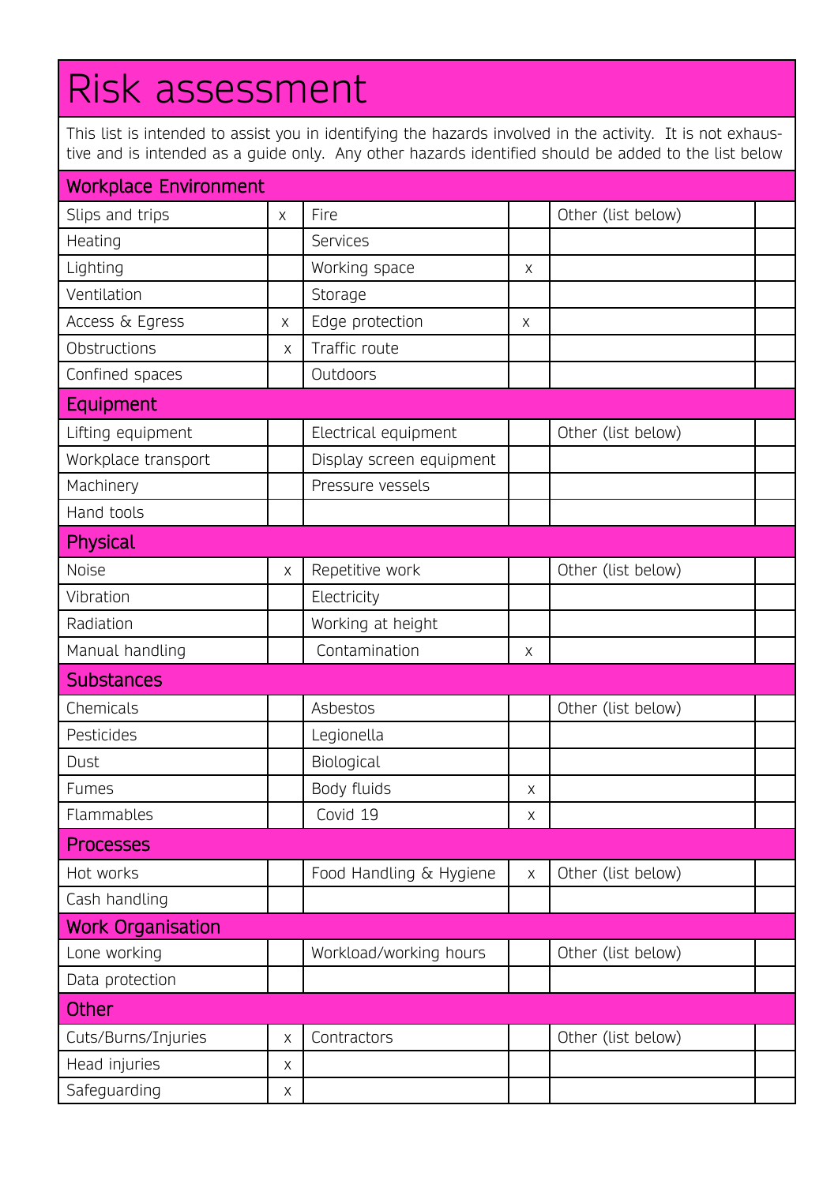# Risk assessment

This list is intended to assist you in identifying the hazards involved in the activity. It is not exhaustive and is intended as a guide only. Any other hazards identified should be added to the list below

| | | | | | |
|---|---|---|---|---|---|
| **Workplace Environment** | | | | | |
| Slips and trips | x | Fire | | Other (list below) | |
| Heating | | Services | | | |
| Lighting | | Working space | x | | |
| Ventilation | | Storage | | | |
| Access & Egress | x | Edge protection | x | | |
| Obstructions | x | Traffic route | | | |
| Confined spaces | | Outdoors | | | |
| **Equipment** | | | | | |
| Lifting equipment | | Electrical equipment | | Other (list below) | |
| Workplace transport | | Display screen equipment | | | |
| Machinery | | Pressure vessels | | | |
| Hand tools | | | | | |
| **Physical** | | | | | |
| Noise | x | Repetitive work | | Other (list below) | |
| Vibration | | Electricity | | | |
| Radiation | | Working at height | | | |
| Manual handling | | Contamination | x | | |
| **Substances** | | | | | |
| Chemicals | | Asbestos | | Other (list below) | |
| Pesticides | | Legionella | | | |
| Dust | | Biological | | | |
| Fumes | | Body fluids | x | | |
| Flammables | | Covid 19 | x | | |
| **Processes** | | | | | |
| Hot works | | Food Handling & Hygiene | x | Other (list below) | |
| Cash handling | | | | | |
| **Work Organisation** | | | | | |
| Lone working | | Workload/working hours | | Other (list below) | |
| Data protection | | | | | |
| **Other** | | | | | |
| Cuts/Burns/Injuries | x | Contractors | | Other (list below) | |
| Head injuries | x | | | | |
| Safeguarding | x | | | | |